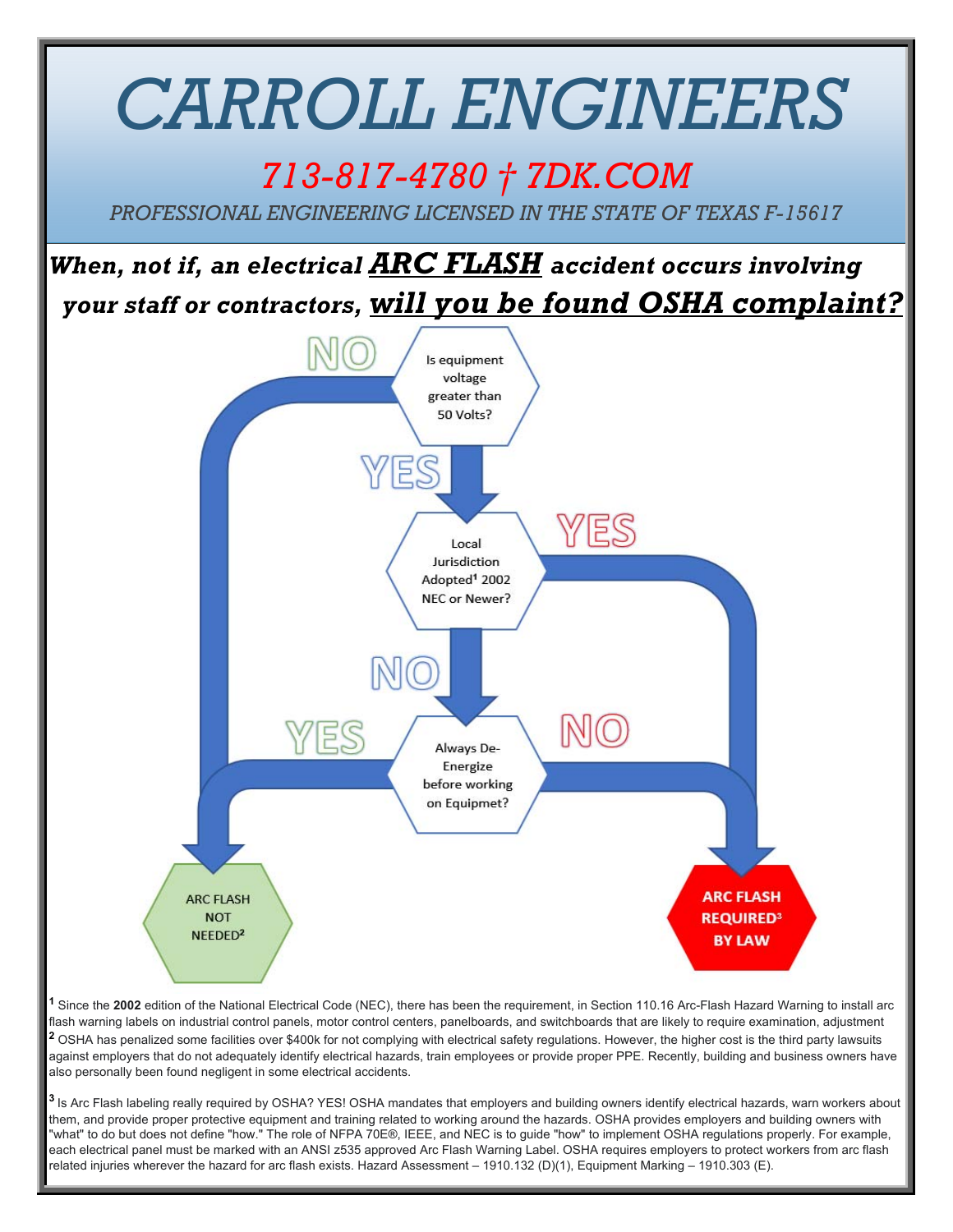# CARROLL ENGINEERS

## *713-817-4780 † 7DK.COM*

*PROFESSIONAL ENGINEERING LICENSED IN THE STATE OF TEXAS F-15617*

***When, not if, an electrical ARC FLASH accident occurs involving your staff or contractors, will you be found OSHA complaint?***

Is equipment voltage greater than 50 Volts?

- NO → ARC FLASH NOT NEEDED[2]
- YES → Local Jurisdiction Adopted[1] 2002 NEC or Newer?
  - YES → ARC FLASH REQUIRED[3] BY LAW
  - NO → Always De-Energize before working on Equipmet?
    - YES → ARC FLASH NOT NEEDED[2]
    - NO → ARC FLASH REQUIRED[3] BY LAW

[1] Since the **2002** edition of the National Electrical Code (NEC), there has been the requirement, in Section 110.16 Arc-Flash Hazard Warning to install arc flash warning labels on industrial control panels, motor control centers, panelboards, and switchboards that are likely to require examination, adjustment

[2] OSHA has penalized some facilities over $400k for not complying with electrical safety regulations. However, the higher cost is the third party lawsuits against employers that do not adequately identify electrical hazards, train employees or provide proper PPE. Recently, building and business owners have also personally been found negligent in some electrical accidents.

[3] Is Arc Flash labeling really required by OSHA? YES! OSHA mandates that employers and building owners identify electrical hazards, warn workers about them, and provide proper protective equipment and training related to working around the hazards. OSHA provides employers and building owners with "what" to do but does not define "how." The role of NFPA 70E®, IEEE, and NEC is to guide "how" to implement OSHA regulations properly. For example, each electrical panel must be marked with an ANSI z535 approved Arc Flash Warning Label. OSHA requires employers to protect workers from arc flash related injuries wherever the hazard for arc flash exists. Hazard Assessment – 1910.132 (D)(1), Equipment Marking – 1910.303 (E).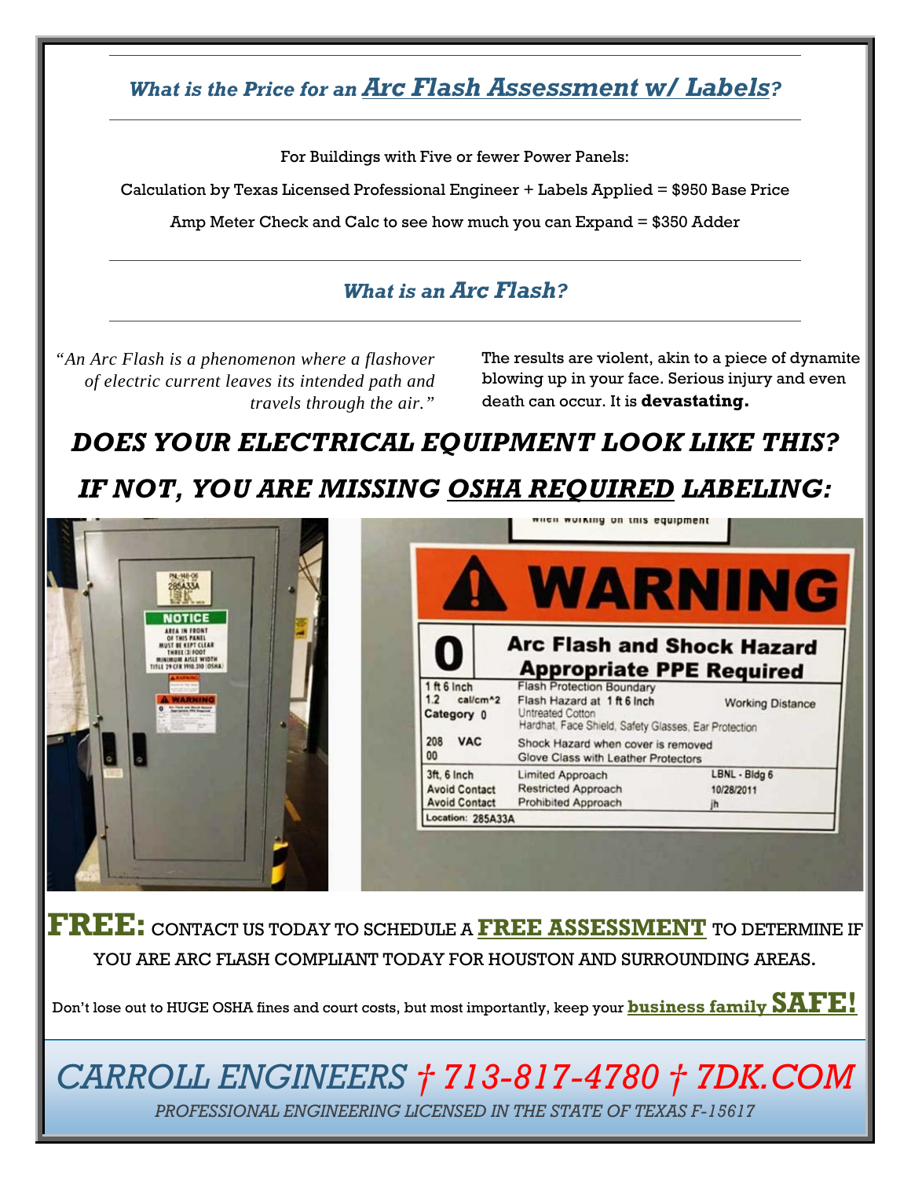## *What is the Price for an Arc Flash Assessment w/ Labels?*

For Buildings with Five or fewer Power Panels:

Calculation by Texas Licensed Professional Engineer + Labels Applied = $950 Base Price

Amp Meter Check and Calc to see how much you can Expand = $350 Adder

## *What is an Arc Flash?*

*"An Arc Flash is a phenomenon where a flashover of electric current leaves its intended path and travels through the air."*

The results are violent, akin to a piece of dynamite blowing up in your face. Serious injury and even death can occur. It is **devastating.**

## *DOES YOUR ELECTRICAL EQUIPMENT LOOK LIKE THIS?*

## *IF NOT, YOU ARE MISSING OSHA REQUIRED LABELING:*

**FREE:** CONTACT US TODAY TO SCHEDULE A **FREE ASSESSMENT** TO DETERMINE IF YOU ARE ARC FLASH COMPLIANT TODAY FOR HOUSTON AND SURROUNDING AREAS.

Don't lose out to HUGE OSHA fines and court costs, but most importantly, keep your **business family SAFE!**

*CARROLL ENGINEERS † 713-817-4780 † 7DK.COM*

*PROFESSIONAL ENGINEERING LICENSED IN THE STATE OF TEXAS F-15617*